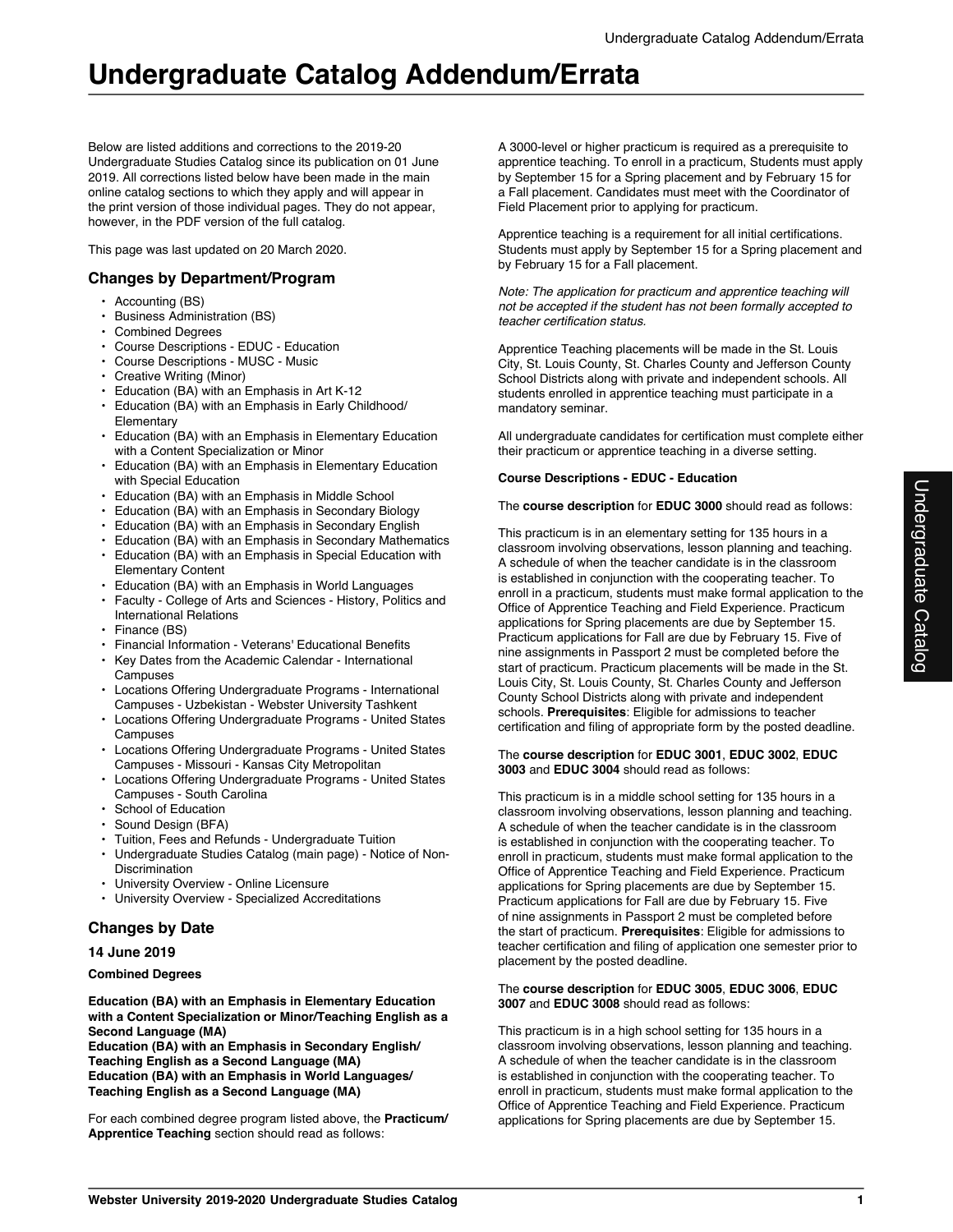# Undergraduate Catalog Addendum/Errata

Below are listed additions and corrections to the 2019-20 Undergraduate Studies Catalog since its publication on 01 June 2019. All corrections listed below have been made in the main online catalog sections to which they apply and will appear in the print version of those individual pages. They do not appear, however, in the PDF version of the full catalog.

This page was last updated on 20 March 2020.

## Changes by Department/Program

- Accounting (BS)
- Business Administration (BS)
- Combined Degrees
- Course Descriptions - EDUC - Education
- Course Descriptions - MUSC - Music
- Creative Writing (Minor)
- Education (BA) with an Emphasis in Art K-12
- Education (BA) with an Emphasis in Early Childhood/ Elementary
- Education (BA) with an Emphasis in Elementary Education with a Content Specialization or Minor
- Education (BA) with an Emphasis in Elementary Education with Special Education
- Education (BA) with an Emphasis in Middle School
- Education (BA) with an Emphasis in Secondary Biology
- Education (BA) with an Emphasis in Secondary English
- Education (BA) with an Emphasis in Secondary Mathematics
- Education (BA) with an Emphasis in Special Education with Elementary Content
- Education (BA) with an Emphasis in World Languages
- Faculty - College of Arts and Sciences - History, Politics and International Relations
- Finance (BS)
- Financial Information - Veterans' Educational Benefits
- Key Dates from the Academic Calendar - International Campuses
- Locations Offering Undergraduate Programs - International Campuses - Uzbekistan - Webster University Tashkent
- Locations Offering Undergraduate Programs - United States Campuses
- Locations Offering Undergraduate Programs - United States Campuses - Missouri - Kansas City Metropolitan
- Locations Offering Undergraduate Programs - United States Campuses - South Carolina
- School of Education
- Sound Design (BFA)
- Tuition, Fees and Refunds - Undergraduate Tuition
- Undergraduate Studies Catalog (main page) - Notice of Non-Discrimination
- University Overview - Online Licensure
- University Overview - Specialized Accreditations

## Changes by Date

### 14 June 2019

**Combined Degrees**

**Education (BA) with an Emphasis in Elementary Education with a Content Specialization or Minor/Teaching English as a Second Language (MA)**
**Education (BA) with an Emphasis in Secondary English/ Teaching English as a Second Language (MA)**
**Education (BA) with an Emphasis in World Languages/ Teaching English as a Second Language (MA)**

For each combined degree program listed above, the **Practicum/ Apprentice Teaching** section should read as follows:

A 3000-level or higher practicum is required as a prerequisite to apprentice teaching. To enroll in a practicum, Students must apply by September 15 for a Spring placement and by February 15 for a Fall placement. Candidates must meet with the Coordinator of Field Placement prior to applying for practicum.

Apprentice teaching is a requirement for all initial certifications. Students must apply by September 15 for a Spring placement and by February 15 for a Fall placement.

*Note: The application for practicum and apprentice teaching will not be accepted if the student has not been formally accepted to teacher certification status.*

Apprentice Teaching placements will be made in the St. Louis City, St. Louis County, St. Charles County and Jefferson County School Districts along with private and independent schools. All students enrolled in apprentice teaching must participate in a mandatory seminar.

All undergraduate candidates for certification must complete either their practicum or apprentice teaching in a diverse setting.

**Course Descriptions - EDUC - Education**

The **course description** for **EDUC 3000** should read as follows:

This practicum is in an elementary setting for 135 hours in a classroom involving observations, lesson planning and teaching. A schedule of when the teacher candidate is in the classroom is established in conjunction with the cooperating teacher. To enroll in a practicum, students must make formal application to the Office of Apprentice Teaching and Field Experience. Practicum applications for Spring placements are due by September 15. Practicum applications for Fall are due by February 15. Five of nine assignments in Passport 2 must be completed before the start of practicum. Practicum placements will be made in the St. Louis City, St. Louis County, St. Charles County and Jefferson County School Districts along with private and independent schools. **Prerequisites**: Eligible for admissions to teacher certification and filing of appropriate form by the posted deadline.

The **course description** for **EDUC 3001**, **EDUC 3002**, **EDUC 3003** and **EDUC 3004** should read as follows:

This practicum is in a middle school setting for 135 hours in a classroom involving observations, lesson planning and teaching. A schedule of when the teacher candidate is in the classroom is established in conjunction with the cooperating teacher. To enroll in practicum, students must make formal application to the Office of Apprentice Teaching and Field Experience. Practicum applications for Spring placements are due by September 15. Practicum applications for Fall are due by February 15. Five of nine assignments in Passport 2 must be completed before the start of practicum. **Prerequisites**: Eligible for admissions to teacher certification and filing of application one semester prior to placement by the posted deadline.

The **course description** for **EDUC 3005**, **EDUC 3006**, **EDUC 3007** and **EDUC 3008** should read as follows:

This practicum is in a high school setting for 135 hours in a classroom involving observations, lesson planning and teaching. A schedule of when the teacher candidate is in the classroom is established in conjunction with the cooperating teacher. To enroll in practicum, students must make formal application to the Office of Apprentice Teaching and Field Experience. Practicum applications for Spring placements are due by September 15.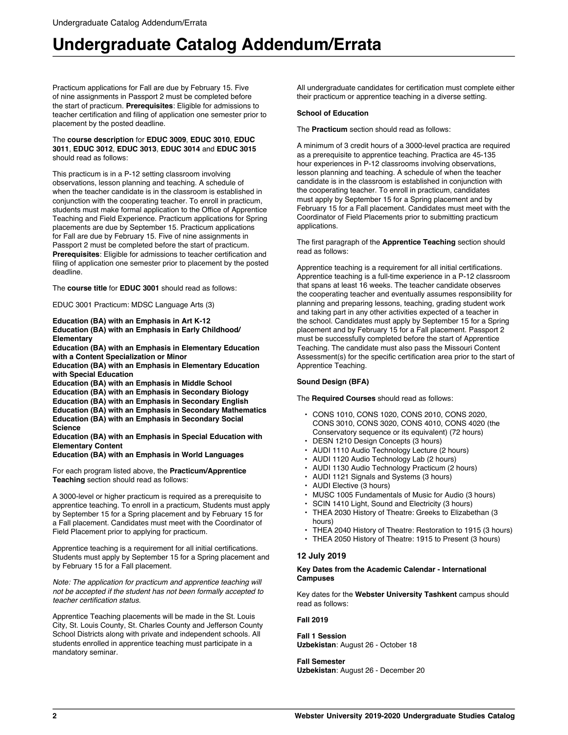# Undergraduate Catalog Addendum/Errata

Practicum applications for Fall are due by February 15. Five of nine assignments in Passport 2 must be completed before the start of practicum. **Prerequisites**: Eligible for admissions to teacher certification and filing of application one semester prior to placement by the posted deadline.

The **course description** for **EDUC 3009**, **EDUC 3010**, **EDUC 3011**, **EDUC 3012**, **EDUC 3013**, **EDUC 3014** and **EDUC 3015** should read as follows:

This practicum is in a P-12 setting classroom involving observations, lesson planning and teaching. A schedule of when the teacher candidate is in the classroom is established in conjunction with the cooperating teacher. To enroll in practicum, students must make formal application to the Office of Apprentice Teaching and Field Experience. Practicum applications for Spring placements are due by September 15. Practicum applications for Fall are due by February 15. Five of nine assignments in Passport 2 must be completed before the start of practicum. **Prerequisites**: Eligible for admissions to teacher certification and filing of application one semester prior to placement by the posted deadline.

The **course title** for **EDUC 3001** should read as follows:

EDUC 3001 Practicum: MDSC Language Arts (3)

**Education (BA) with an Emphasis in Art K-12**
**Education (BA) with an Emphasis in Early Childhood/ Elementary**
**Education (BA) with an Emphasis in Elementary Education with a Content Specialization or Minor**
**Education (BA) with an Emphasis in Elementary Education with Special Education**
**Education (BA) with an Emphasis in Middle School**
**Education (BA) with an Emphasis in Secondary Biology**
**Education (BA) with an Emphasis in Secondary English**
**Education (BA) with an Emphasis in Secondary Mathematics**
**Education (BA) with an Emphasis in Secondary Social Science**
**Education (BA) with an Emphasis in Special Education with Elementary Content**
**Education (BA) with an Emphasis in World Languages**

For each program listed above, the **Practicum/Apprentice Teaching** section should read as follows:

A 3000-level or higher practicum is required as a prerequisite to apprentice teaching. To enroll in a practicum, Students must apply by September 15 for a Spring placement and by February 15 for a Fall placement. Candidates must meet with the Coordinator of Field Placement prior to applying for practicum.

Apprentice teaching is a requirement for all initial certifications. Students must apply by September 15 for a Spring placement and by February 15 for a Fall placement.

*Note: The application for practicum and apprentice teaching will not be accepted if the student has not been formally accepted to teacher certification status.*

Apprentice Teaching placements will be made in the St. Louis City, St. Louis County, St. Charles County and Jefferson County School Districts along with private and independent schools. All students enrolled in apprentice teaching must participate in a mandatory seminar.

All undergraduate candidates for certification must complete either their practicum or apprentice teaching in a diverse setting.

**School of Education**

The **Practicum** section should read as follows:

A minimum of 3 credit hours of a 3000-level practica are required as a prerequisite to apprentice teaching. Practica are 45-135 hour experiences in P-12 classrooms involving observations, lesson planning and teaching. A schedule of when the teacher candidate is in the classroom is established in conjunction with the cooperating teacher. To enroll in practicum, candidates must apply by September 15 for a Spring placement and by February 15 for a Fall placement. Candidates must meet with the Coordinator of Field Placements prior to submitting practicum applications.

The first paragraph of the **Apprentice Teaching** section should read as follows:

Apprentice teaching is a requirement for all initial certifications. Apprentice teaching is a full-time experience in a P-12 classroom that spans at least 16 weeks. The teacher candidate observes the cooperating teacher and eventually assumes responsibility for planning and preparing lessons, teaching, grading student work and taking part in any other activities expected of a teacher in the school. Candidates must apply by September 15 for a Spring placement and by February 15 for a Fall placement. Passport 2 must be successfully completed before the start of Apprentice Teaching. The candidate must also pass the Missouri Content Assessment(s) for the specific certification area prior to the start of Apprentice Teaching.

**Sound Design (BFA)**

The **Required Courses** should read as follows:

- CONS 1010, CONS 1020, CONS 2010, CONS 2020, CONS 3010, CONS 3020, CONS 4010, CONS 4020 (the Conservatory sequence or its equivalent) (72 hours)
- DESN 1210 Design Concepts (3 hours)
- AUDI 1110 Audio Technology Lecture (2 hours)
- AUDI 1120 Audio Technology Lab (2 hours)
- AUDI 1130 Audio Technology Practicum (2 hours)
- AUDI 1121 Signals and Systems (3 hours)
- AUDI Elective (3 hours)
- MUSC 1005 Fundamentals of Music for Audio (3 hours)
- SCIN 1410 Light, Sound and Electricity (3 hours)
- THEA 2030 History of Theatre: Greeks to Elizabethan (3 hours)
- THEA 2040 History of Theatre: Restoration to 1915 (3 hours)
- THEA 2050 History of Theatre: 1915 to Present (3 hours)

## 12 July 2019

**Key Dates from the Academic Calendar - International Campuses**

Key dates for the **Webster University Tashkent** campus should read as follows:

**Fall 2019**

**Fall 1 Session**
**Uzbekistan**: August 26 - October 18

**Fall Semester**
**Uzbekistan**: August 26 - December 20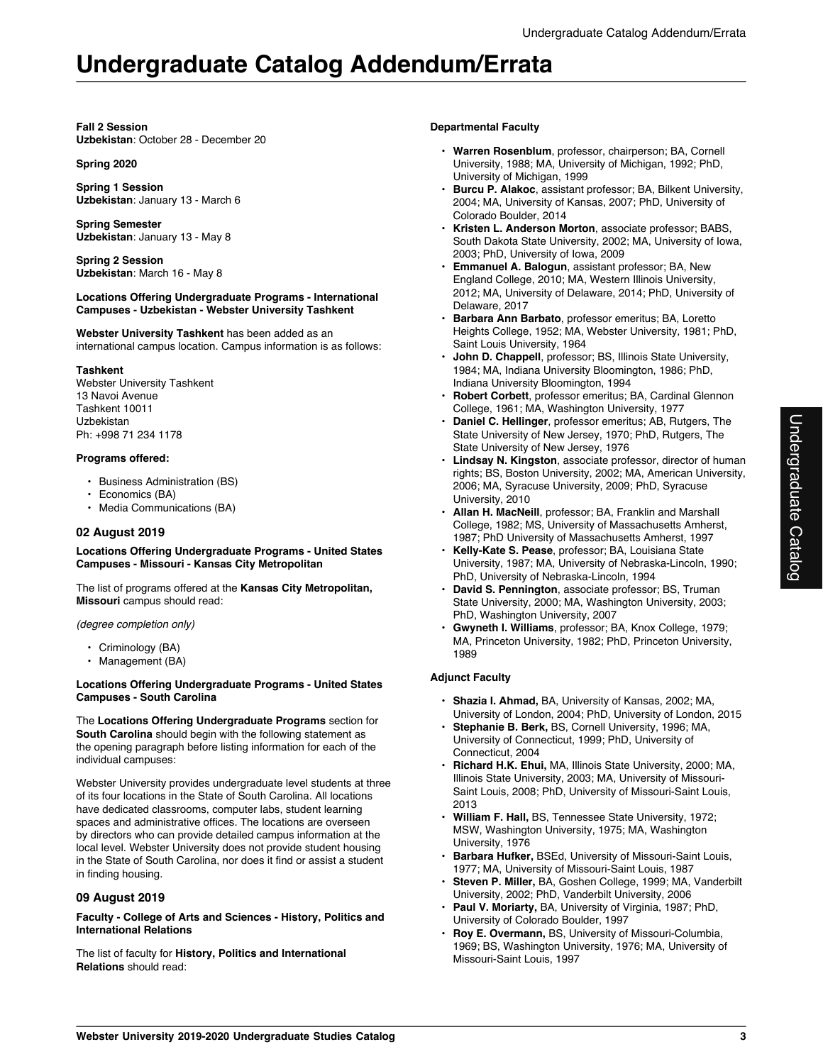# Undergraduate Catalog Addendum/Errata

**Fall 2 Session**
**Uzbekistan**: October 28 - December 20

**Spring 2020**

**Spring 1 Session**
**Uzbekistan**: January 13 - March 6

**Spring Semester**
**Uzbekistan**: January 13 - May 8

**Spring 2 Session**
**Uzbekistan**: March 16 - May 8

**Locations Offering Undergraduate Programs - International Campuses - Uzbekistan - Webster University Tashkent**

**Webster University Tashkent** has been added as an international campus location. Campus information is as follows:

**Tashkent**
Webster University Tashkent
13 Navoi Avenue
Tashkent 10011
Uzbekistan
Ph: +998 71 234 1178

**Programs offered:**

- Business Administration (BS)
- Economics (BA)
- Media Communications (BA)

## 02 August 2019

**Locations Offering Undergraduate Programs - United States Campuses - Missouri - Kansas City Metropolitan**

The list of programs offered at the **Kansas City Metropolitan, Missouri** campus should read:

*(degree completion only)*

- Criminology (BA)
- Management (BA)

**Locations Offering Undergraduate Programs - United States Campuses - South Carolina**

The **Locations Offering Undergraduate Programs** section for **South Carolina** should begin with the following statement as the opening paragraph before listing information for each of the individual campuses:

Webster University provides undergraduate level students at three of its four locations in the State of South Carolina. All locations have dedicated classrooms, computer labs, student learning spaces and administrative offices. The locations are overseen by directors who can provide detailed campus information at the local level. Webster University does not provide student housing in the State of South Carolina, nor does it find or assist a student in finding housing.

## 09 August 2019

**Faculty - College of Arts and Sciences - History, Politics and International Relations**

The list of faculty for **History, Politics and International Relations** should read:

**Departmental Faculty**

- **Warren Rosenblum**, professor, chairperson; BA, Cornell University, 1988; MA, University of Michigan, 1992; PhD, University of Michigan, 1999
- **Burcu P. Alakoc**, assistant professor; BA, Bilkent University, 2004; MA, University of Kansas, 2007; PhD, University of Colorado Boulder, 2014
- **Kristen L. Anderson Morton**, associate professor; BABS, South Dakota State University, 2002; MA, University of Iowa, 2003; PhD, University of Iowa, 2009
- **Emmanuel A. Balogun**, assistant professor; BA, New England College, 2010; MA, Western Illinois University, 2012; MA, University of Delaware, 2014; PhD, University of Delaware, 2017
- **Barbara Ann Barbato**, professor emeritus; BA, Loretto Heights College, 1952; MA, Webster University, 1981; PhD, Saint Louis University, 1964
- **John D. Chappell**, professor; BS, Illinois State University, 1984; MA, Indiana University Bloomington, 1986; PhD, Indiana University Bloomington, 1994
- **Robert Corbett**, professor emeritus; BA, Cardinal Glennon College, 1961; MA, Washington University, 1977
- **Daniel C. Hellinger**, professor emeritus; AB, Rutgers, The State University of New Jersey, 1970; PhD, Rutgers, The State University of New Jersey, 1976
- **Lindsay N. Kingston**, associate professor, director of human rights; BS, Boston University, 2002; MA, American University, 2006; MA, Syracuse University, 2009; PhD, Syracuse University, 2010
- **Allan H. MacNeill**, professor; BA, Franklin and Marshall College, 1982; MS, University of Massachusetts Amherst, 1987; PhD University of Massachusetts Amherst, 1997
- **Kelly-Kate S. Pease**, professor; BA, Louisiana State University, 1987; MA, University of Nebraska-Lincoln, 1990; PhD, University of Nebraska-Lincoln, 1994
- **David S. Pennington**, associate professor; BS, Truman State University, 2000; MA, Washington University, 2003; PhD, Washington University, 2007
- **Gwyneth I. Williams**, professor; BA, Knox College, 1979; MA, Princeton University, 1982; PhD, Princeton University, 1989

**Adjunct Faculty**

- **Shazia I. Ahmad,** BA, University of Kansas, 2002; MA, University of London, 2004; PhD, University of London, 2015
- **Stephanie B. Berk,** BS, Cornell University, 1996; MA, University of Connecticut, 1999; PhD, University of Connecticut, 2004
- **Richard H.K. Ehui,** MA, Illinois State University, 2000; MA, Illinois State University, 2003; MA, University of Missouri-Saint Louis, 2008; PhD, University of Missouri-Saint Louis, 2013
- **William F. Hall,** BS, Tennessee State University, 1972; MSW, Washington University, 1975; MA, Washington University, 1976
- **Barbara Hufker,** BSEd, University of Missouri-Saint Louis, 1977; MA, University of Missouri-Saint Louis, 1987
- **Steven P. Miller,** BA, Goshen College, 1999; MA, Vanderbilt University, 2002; PhD, Vanderbilt University, 2006
- **Paul V. Moriarty,** BA, University of Virginia, 1987; PhD, University of Colorado Boulder, 1997
- **Roy E. Overmann,** BS, University of Missouri-Columbia, 1969; BS, Washington University, 1976; MA, University of Missouri-Saint Louis, 1997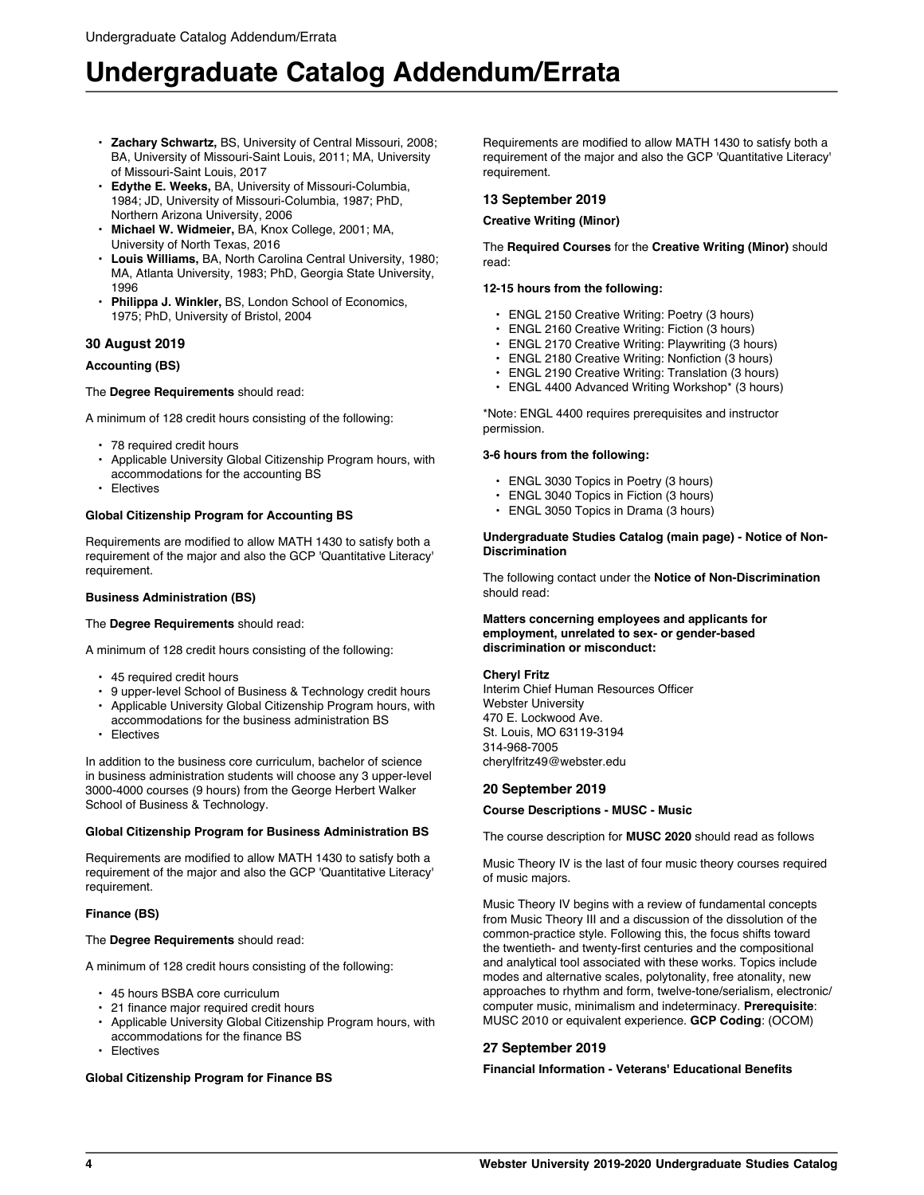- **Zachary Schwartz,** BS, University of Central Missouri, 2008; BA, University of Missouri-Saint Louis, 2011; MA, University of Missouri-Saint Louis, 2017
- **Edythe E. Weeks,** BA, University of Missouri-Columbia, 1984; JD, University of Missouri-Columbia, 1987; PhD, Northern Arizona University, 2006
- **Michael W. Widmeier,** BA, Knox College, 2001; MA, University of North Texas, 2016
- **Louis Williams,** BA, North Carolina Central University, 1980; MA, Atlanta University, 1983; PhD, Georgia State University, 1996
- **Philippa J. Winkler,** BS, London School of Economics, 1975; PhD, University of Bristol, 2004

### 30 August 2019

**Accounting (BS)**

The **Degree Requirements** should read:

A minimum of 128 credit hours consisting of the following:

- 78 required credit hours
- Applicable University Global Citizenship Program hours, with accommodations for the accounting BS
- Electives

**Global Citizenship Program for Accounting BS**

Requirements are modified to allow MATH 1430 to satisfy both a requirement of the major and also the GCP 'Quantitative Literacy' requirement.

**Business Administration (BS)**

The **Degree Requirements** should read:

A minimum of 128 credit hours consisting of the following:

- 45 required credit hours
- 9 upper-level School of Business & Technology credit hours
- Applicable University Global Citizenship Program hours, with accommodations for the business administration BS
- Electives

In addition to the business core curriculum, bachelor of science in business administration students will choose any 3 upper-level 3000-4000 courses (9 hours) from the George Herbert Walker School of Business & Technology.

**Global Citizenship Program for Business Administration BS**

Requirements are modified to allow MATH 1430 to satisfy both a requirement of the major and also the GCP 'Quantitative Literacy' requirement.

**Finance (BS)**

The **Degree Requirements** should read:

A minimum of 128 credit hours consisting of the following:

- 45 hours BSBA core curriculum
- 21 finance major required credit hours
- Applicable University Global Citizenship Program hours, with accommodations for the finance BS
- Electives

**Global Citizenship Program for Finance BS**

Requirements are modified to allow MATH 1430 to satisfy both a requirement of the major and also the GCP 'Quantitative Literacy' requirement.

### 13 September 2019

**Creative Writing (Minor)**

The **Required Courses** for the **Creative Writing (Minor)** should read:

**12-15 hours from the following:**

- ENGL 2150 Creative Writing: Poetry (3 hours)
- ENGL 2160 Creative Writing: Fiction (3 hours)
- ENGL 2170 Creative Writing: Playwriting (3 hours)
- ENGL 2180 Creative Writing: Nonfiction (3 hours)
- ENGL 2190 Creative Writing: Translation (3 hours)
- ENGL 4400 Advanced Writing Workshop* (3 hours)

*Note: ENGL 4400 requires prerequisites and instructor permission.

**3-6 hours from the following:**

- ENGL 3030 Topics in Poetry (3 hours)
- ENGL 3040 Topics in Fiction (3 hours)
- ENGL 3050 Topics in Drama (3 hours)

**Undergraduate Studies Catalog (main page) - Notice of Non-Discrimination**

The following contact under the **Notice of Non-Discrimination** should read:

**Matters concerning employees and applicants for employment, unrelated to sex- or gender-based discrimination or misconduct:**

**Cheryl Fritz**
Interim Chief Human Resources Officer
Webster University
470 E. Lockwood Ave.
St. Louis, MO 63119-3194
314-968-7005
cherylfritz49@webster.edu

### 20 September 2019

**Course Descriptions - MUSC - Music**

The course description for **MUSC 2020** should read as follows

Music Theory IV is the last of four music theory courses required of music majors.

Music Theory IV begins with a review of fundamental concepts from Music Theory III and a discussion of the dissolution of the common-practice style. Following this, the focus shifts toward the twentieth- and twenty-first centuries and the compositional and analytical tool associated with these works. Topics include modes and alternative scales, polytonality, free atonality, new approaches to rhythm and form, twelve-tone/serialism, electronic/computer music, minimalism and indeterminacy. **Prerequisite**: MUSC 2010 or equivalent experience. **GCP Coding**: (OCOM)

### 27 September 2019

**Financial Information - Veterans' Educational Benefits**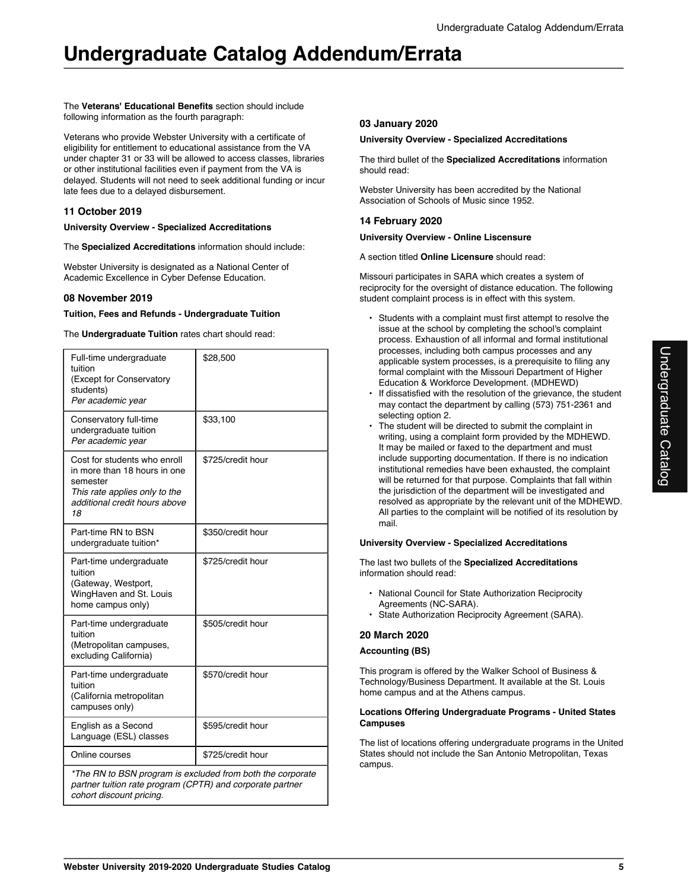# Undergraduate Catalog Addendum/Errata

The **Veterans' Educational Benefits** section should include following information as the fourth paragraph:

Veterans who provide Webster University with a certificate of eligibility for entitlement to educational assistance from the VA under chapter 31 or 33 will be allowed to access classes, libraries or other institutional facilities even if payment from the VA is delayed. Students will not need to seek additional funding or incur late fees due to a delayed disbursement.

### 11 October 2019

**University Overview - Specialized Accreditations**

The **Specialized Accreditations** information should include:

Webster University is designated as a National Center of Academic Excellence in Cyber Defense Education.

### 08 November 2019

**Tuition, Fees and Refunds - Undergraduate Tuition**

The **Undergraduate Tuition** rates chart should read:

| | |
|---|---|
| Full-time undergraduate tuition (Except for Conservatory students) *Per academic year* | $28,500 |
| Conservatory full-time undergraduate tuition *Per academic year* | $33,100 |
| Cost for students who enroll in more than 18 hours in one semester *This rate applies only to the additional credit hours above 18* | $725/credit hour |
| Part-time RN to BSN undergraduate tuition* | $350/credit hour |
| Part-time undergraduate tuition (Gateway, Westport, WingHaven and St. Louis home campus only) | $725/credit hour |
| Part-time undergraduate tuition (Metropolitan campuses, excluding California) | $505/credit hour |
| Part-time undergraduate tuition (California metropolitan campuses only) | $570/credit hour |
| English as a Second Language (ESL) classes | $595/credit hour |
| Online courses | $725/credit hour |
| *\*The RN to BSN program is excluded from both the corporate partner tuition rate program (CPTR) and corporate partner cohort discount pricing.* | |

### 03 January 2020

**University Overview - Specialized Accreditations**

The third bullet of the **Specialized Accreditations** information should read:

Webster University has been accredited by the National Association of Schools of Music since 1952.

### 14 February 2020

**University Overview - Online Liscensure**

A section titled **Online Licensure** should read:

Missouri participates in SARA which creates a system of reciprocity for the oversight of distance education. The following student complaint process is in effect with this system.

- Students with a complaint must first attempt to resolve the issue at the school by completing the school's complaint process. Exhaustion of all informal and formal institutional processes, including both campus processes and any applicable system processes, is a prerequisite to filing any formal complaint with the Missouri Department of Higher Education & Workforce Development. (MDHEWD)
- If dissatisfied with the resolution of the grievance, the student may contact the department by calling (573) 751-2361 and selecting option 2.
- The student will be directed to submit the complaint in writing, using a complaint form provided by the MDHEWD. It may be mailed or faxed to the department and must include supporting documentation. If there is no indication institutional remedies have been exhausted, the complaint will be returned for that purpose. Complaints that fall within the jurisdiction of the department will be investigated and resolved as appropriate by the relevant unit of the MDHEWD. All parties to the complaint will be notified of its resolution by mail.

**University Overview - Specialized Accreditations**

The last two bullets of the **Specialized Accreditations** information should read:

- National Council for State Authorization Reciprocity Agreements (NC-SARA).
- State Authorization Reciprocity Agreement (SARA).

### 20 March 2020

**Accounting (BS)**

This program is offered by the Walker School of Business & Technology/Business Department. It available at the St. Louis home campus and at the Athens campus.

**Locations Offering Undergraduate Programs - United States Campuses**

The list of locations offering undergraduate programs in the United States should not include the San Antonio Metropolitan, Texas campus.